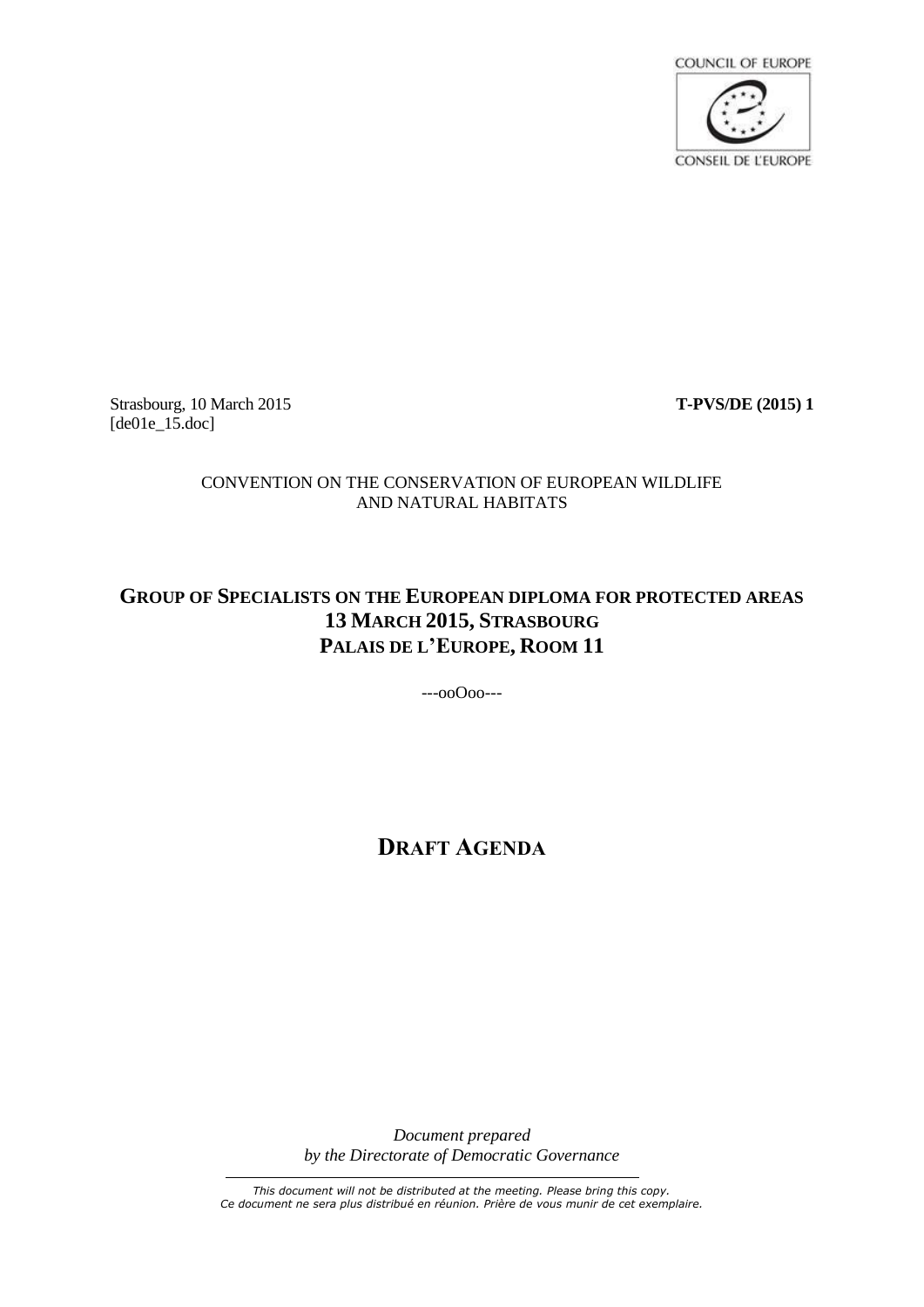COUNCIL OF EUROPE

CONSEIL DE L'EUROPE

Strasbourg, 10 March 2015
[de01e_15.doc]

**T-PVS/DE (2015) 1**

CONVENTION ON THE CONSERVATION OF EUROPEAN WILDLIFE AND NATURAL HABITATS

## GROUP OF SPECIALISTS ON THE EUROPEAN DIPLOMA FOR PROTECTED AREAS
## 13 MARCH 2015, STRASBOURG
## PALAIS DE L'EUROPE, ROOM 11

---ooOoo---

# DRAFT AGENDA

*Document prepared*
*by the Directorate of Democratic Governance*

*This document will not be distributed at the meeting. Please bring this copy.*
*Ce document ne sera plus distribué en réunion. Prière de vous munir de cet exemplaire.*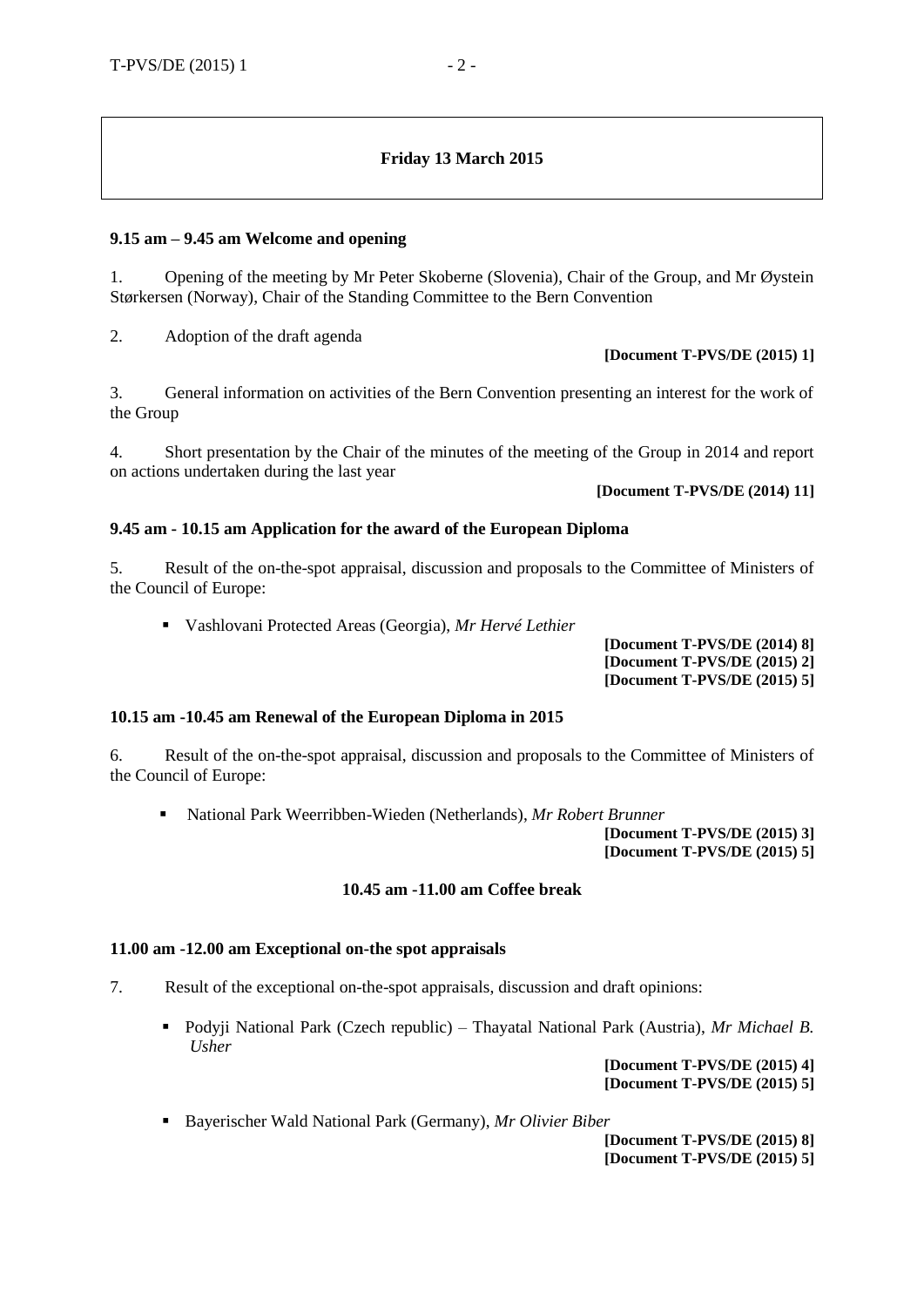**Friday 13 March 2015**

**9.15 am – 9.45 am Welcome and opening**

1. Opening of the meeting by Mr Peter Skoberne (Slovenia), Chair of the Group, and Mr Øystein Størkersen (Norway), Chair of the Standing Committee to the Bern Convention

2. Adoption of the draft agenda

**[Document T-PVS/DE (2015) 1]**

3. General information on activities of the Bern Convention presenting an interest for the work of the Group

4. Short presentation by the Chair of the minutes of the meeting of the Group in 2014 and report on actions undertaken during the last year

**[Document T-PVS/DE (2014) 11]**

**9.45 am - 10.15 am Application for the award of the European Diploma**

5. Result of the on-the-spot appraisal, discussion and proposals to the Committee of Ministers of the Council of Europe:

- Vashlovani Protected Areas (Georgia), *Mr Hervé Lethier*

**[Document T-PVS/DE (2014) 8]**
**[Document T-PVS/DE (2015) 2]**
**[Document T-PVS/DE (2015) 5]**

**10.15 am -10.45 am Renewal of the European Diploma in 2015**

6. Result of the on-the-spot appraisal, discussion and proposals to the Committee of Ministers of the Council of Europe:

- National Park Weerribben-Wieden (Netherlands), *Mr Robert Brunner*

**[Document T-PVS/DE (2015) 3]**
**[Document T-PVS/DE (2015) 5]**

**10.45 am -11.00 am Coffee break**

**11.00 am -12.00 am Exceptional on-the spot appraisals**

7. Result of the exceptional on-the-spot appraisals, discussion and draft opinions:

- Podyji National Park (Czech republic) – Thayatal National Park (Austria), *Mr Michael B. Usher*

**[Document T-PVS/DE (2015) 4]**
**[Document T-PVS/DE (2015) 5]**

- Bayerischer Wald National Park (Germany), *Mr Olivier Biber*

**[Document T-PVS/DE (2015) 8]**
**[Document T-PVS/DE (2015) 5]**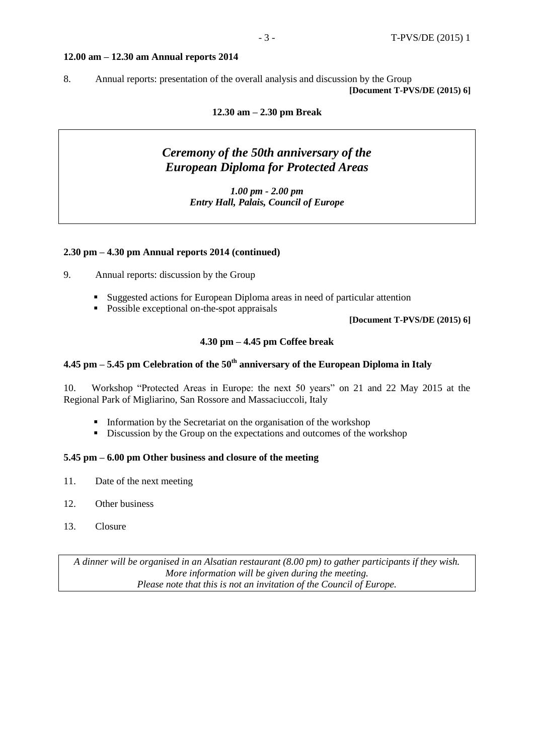**12.00 am – 12.30 am Annual reports 2014**

8. Annual reports: presentation of the overall analysis and discussion by the Group

**[Document T-PVS/DE (2015) 6]**

**12.30 am – 2.30 pm Break**

***Ceremony of the 50th anniversary of the European Diploma for Protected Areas***

***1.00 pm - 2.00 pm***
***Entry Hall, Palais, Council of Europe***

**2.30 pm – 4.30 pm Annual reports 2014 (continued)**

9. Annual reports: discussion by the Group

- Suggested actions for European Diploma areas in need of particular attention
- Possible exceptional on-the-spot appraisals

**[Document T-PVS/DE (2015) 6]**

**4.30 pm – 4.45 pm Coffee break**

**4.45 pm – 5.45 pm Celebration of the 50th anniversary of the European Diploma in Italy**

10. Workshop "Protected Areas in Europe: the next 50 years" on 21 and 22 May 2015 at the Regional Park of Migliarino, San Rossore and Massaciuccoli, Italy

- Information by the Secretariat on the organisation of the workshop
- Discussion by the Group on the expectations and outcomes of the workshop

**5.45 pm – 6.00 pm Other business and closure of the meeting**

11. Date of the next meeting

12. Other business

13. Closure

*A dinner will be organised in an Alsatian restaurant (8.00 pm) to gather participants if they wish.*
*More information will be given during the meeting.*
*Please note that this is not an invitation of the Council of Europe.*